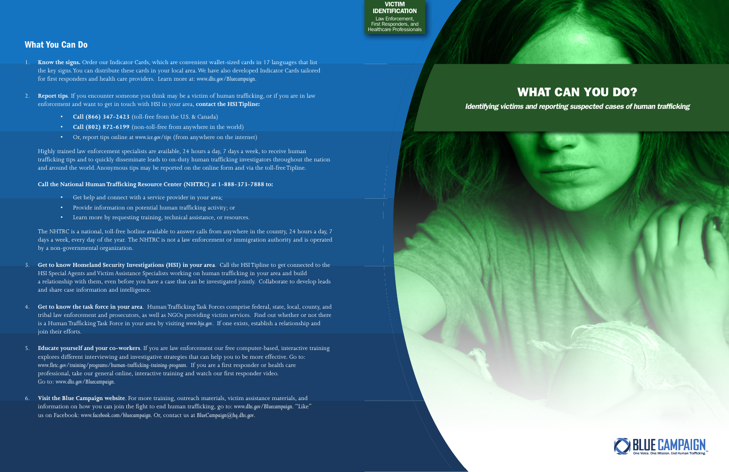**VICTIM IDENTIFICATION**
Law Enforcement, First Responders, and Healthcare Professionals

# WHAT CAN YOU DO?

***Identifying victims and reporting suspected cases of human trafficking***

## What You Can Do

1. **Know the signs.** Order our Indicator Cards, which are convenient wallet-sized cards in 17 languages that list the key signs. You can distribute these cards in your local area. We have also developed Indicator Cards tailored for first responders and health care providers. Learn more at: *www.dhs.gov/Bluecampaign*.

2. **Report tips**. If you encounter someone you think may be a victim of human trafficking, or if you are in law enforcement and want to get in touch with HSI in your area, **contact the HSI Tipline:**

   - **Call (866) 347-2423** (toll-free from the U.S. & Canada)
   - **Call (802) 872-6199** (non-toll-free from anywhere in the world)
   - Or, report tips online at *www.ice.gov/tips* (from anywhere on the internet)

   Highly trained law enforcement specialists are available, 24 hours a day, 7 days a week, to receive human trafficking tips and to quickly disseminate leads to on-duty human trafficking investigators throughout the nation and around the world. Anonymous tips may be reported on the online form and via the toll-free Tipline.

   **Call the National Human Trafficking Resource Center (NHTRC) at 1-888-373-7888 to:**

   - Get help and connect with a service provider in your area;
   - Provide information on potential human trafficking activity; or
   - Learn more by requesting training, technical assistance, or resources.

   The NHTRC is a national, toll-free hotline available to answer calls from anywhere in the country, 24 hours a day, 7 days a week, every day of the year. The NHTRC is not a law enforcement or immigration authority and is operated by a non-governmental organization.

3. **Get to know Homeland Security Investigations (HSI) in your area**. Call the HSI Tipline to get connected to the HSI Special Agents and Victim Assistance Specialists working on human trafficking in your area and build a relationship with them, even before you have a case that can be investigated jointly. Collaborate to develop leads and share case information and intelligence.

4. **Get to know the task force in your area**. Human Trafficking Task Forces comprise federal, state, local, county, and tribal law enforcement and prosecutors, as well as NGOs providing victim services. Find out whether or not there is a Human Trafficking Task Force in your area by visiting *www.bja.gov*. If one exists, establish a relationship and join their efforts.

5. **Educate yourself and your co-workers**. If you are law enforcement our free computer-based, interactive training explores different interviewing and investigative strategies that can help you to be more effective. Go to: *www.fletc.gov/training/programs/human-trafficking-training-program*. If you are a first responder or health care professional, take our general online, interactive training and watch our first responder video. Go to: *www.dhs.gov/Bluecampaign*.

6. **Visit the Blue Campaign website**. For more training, outreach materials, victim assistance materials, and information on how you can join the fight to end human trafficking, go to: *www.dhs.gov/Bluecampaign*. "Like" us on Facebook: *www.facebook.com/bluecampaign*. Or, contact us at *BlueCampaign@hq.dhs.gov*.

BLUE CAMPAIGN
One Voice. One Mission. End Human Trafficking.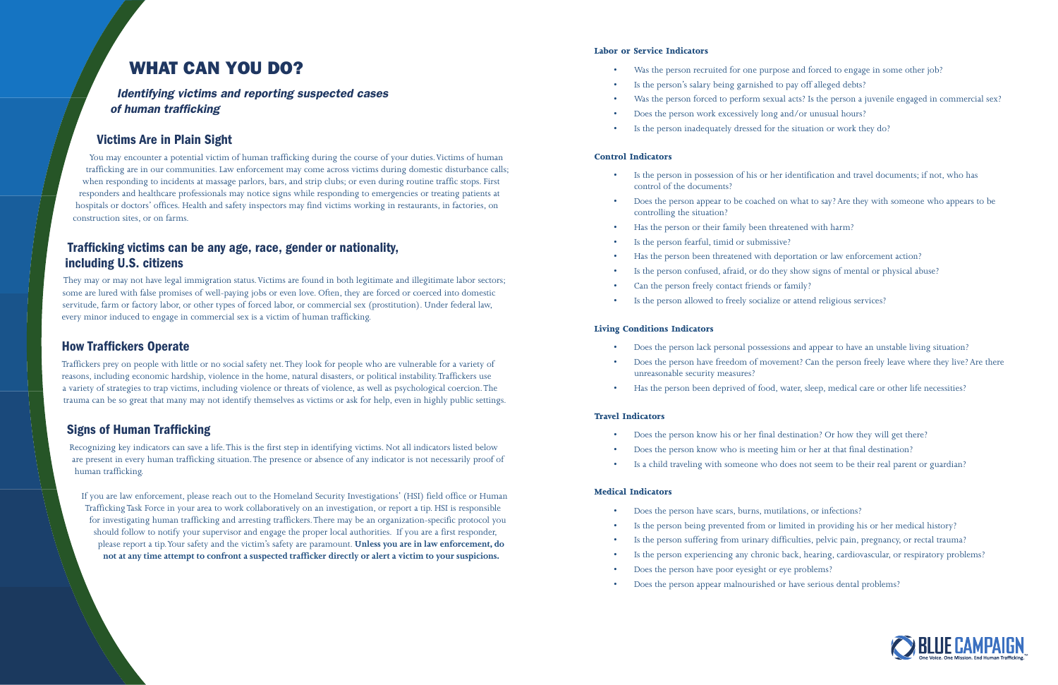# WHAT CAN YOU DO?

***Identifying victims and reporting suspected cases of human trafficking***

## Victims Are in Plain Sight

You may encounter a potential victim of human trafficking during the course of your duties. Victims of human trafficking are in our communities. Law enforcement may come across victims during domestic disturbance calls; when responding to incidents at massage parlors, bars, and strip clubs; or even during routine traffic stops. First responders and healthcare professionals may notice signs while responding to emergencies or treating patients at hospitals or doctors' offices. Health and safety inspectors may find victims working in restaurants, in factories, on construction sites, or on farms.

## Trafficking victims can be any age, race, gender or nationality, including U.S. citizens

They may or may not have legal immigration status. Victims are found in both legitimate and illegitimate labor sectors; some are lured with false promises of well-paying jobs or even love. Often, they are forced or coerced into domestic servitude, farm or factory labor, or other types of forced labor, or commercial sex (prostitution). Under federal law, every minor induced to engage in commercial sex is a victim of human trafficking.

## How Traffickers Operate

Traffickers prey on people with little or no social safety net. They look for people who are vulnerable for a variety of reasons, including economic hardship, violence in the home, natural disasters, or political instability. Traffickers use a variety of strategies to trap victims, including violence or threats of violence, as well as psychological coercion. The trauma can be so great that many may not identify themselves as victims or ask for help, even in highly public settings.

## Signs of Human Trafficking

Recognizing key indicators can save a life. This is the first step in identifying victims. Not all indicators listed below are present in every human trafficking situation. The presence or absence of any indicator is not necessarily proof of human trafficking.

If you are law enforcement, please reach out to the Homeland Security Investigations' (HSI) field office or Human Trafficking Task Force in your area to work collaboratively on an investigation, or report a tip. HSI is responsible for investigating human trafficking and arresting traffickers. There may be an organization-specific protocol you should follow to notify your supervisor and engage the proper local authorities. If you are a first responder, please report a tip. Your safety and the victim's safety are paramount. **Unless you are in law enforcement, do not at any time attempt to confront a suspected trafficker directly or alert a victim to your suspicions.**

### Labor or Service Indicators

- Was the person recruited for one purpose and forced to engage in some other job?
- Is the person's salary being garnished to pay off alleged debts?
- Was the person forced to perform sexual acts? Is the person a juvenile engaged in commercial sex?
- Does the person work excessively long and/or unusual hours?
- Is the person inadequately dressed for the situation or work they do?

### Control Indicators

- Is the person in possession of his or her identification and travel documents; if not, who has control of the documents?
- Does the person appear to be coached on what to say? Are they with someone who appears to be controlling the situation?
- Has the person or their family been threatened with harm?
- Is the person fearful, timid or submissive?
- Has the person been threatened with deportation or law enforcement action?
- Is the person confused, afraid, or do they show signs of mental or physical abuse?
- Can the person freely contact friends or family?
- Is the person allowed to freely socialize or attend religious services?

### Living Conditions Indicators

- Does the person lack personal possessions and appear to have an unstable living situation?
- Does the person have freedom of movement? Can the person freely leave where they live? Are there unreasonable security measures?
- Has the person been deprived of food, water, sleep, medical care or other life necessities?

### Travel Indicators

- Does the person know his or her final destination? Or how they will get there?
- Does the person know who is meeting him or her at that final destination?
- Is a child traveling with someone who does not seem to be their real parent or guardian?

### Medical Indicators

- Does the person have scars, burns, mutilations, or infections?
- Is the person being prevented from or limited in providing his or her medical history?
- Is the person suffering from urinary difficulties, pelvic pain, pregnancy, or rectal trauma?
- Is the person experiencing any chronic back, hearing, cardiovascular, or respiratory problems?
- Does the person have poor eyesight or eye problems?
- Does the person appear malnourished or have serious dental problems?

BLUE CAMPAIGN
One Voice. One Mission. End Human Trafficking.™